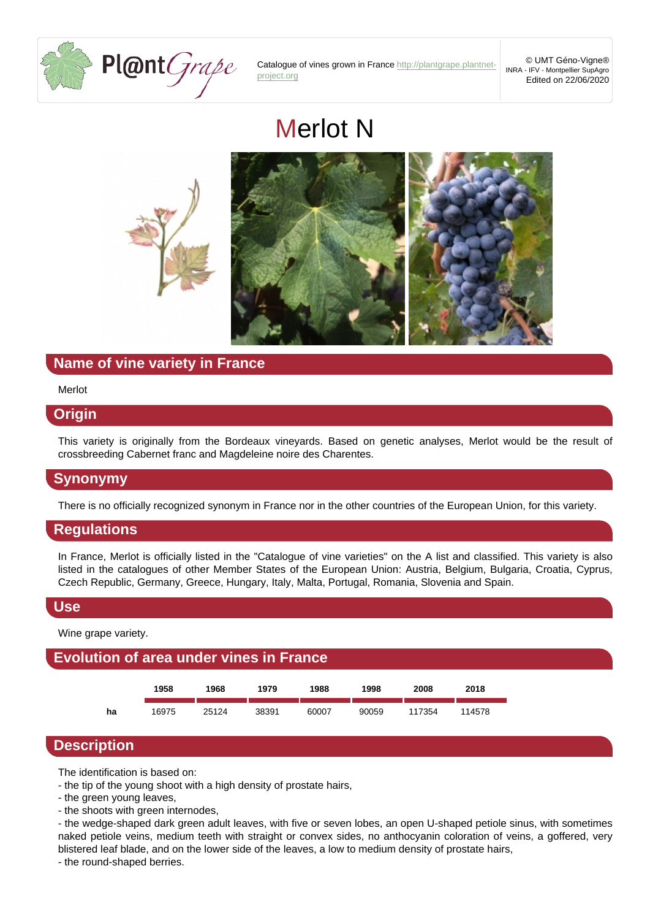Catalogue of vines grown in France http://plantgrape.plantnet-project.org

© UMT Géno-Vigne®
INRA - IFV - Montpellier SupAgro
Edited on 22/06/2020

# Merlot N

## Name of vine variety in France

Merlot

## Origin

This variety is originally from the Bordeaux vineyards. Based on genetic analyses, Merlot would be the result of crossbreeding Cabernet franc and Magdeleine noire des Charentes.

## Synonymy

There is no officially recognized synonym in France nor in the other countries of the European Union, for this variety.

## Regulations

In France, Merlot is officially listed in the "Catalogue of vine varieties" on the A list and classified. This variety is also listed in the catalogues of other Member States of the European Union: Austria, Belgium, Bulgaria, Croatia, Cyprus, Czech Republic, Germany, Greece, Hungary, Italy, Malta, Portugal, Romania, Slovenia and Spain.

## Use

Wine grape variety.

## Evolution of area under vines in France

| | 1958 | 1968 | 1979 | 1988 | 1998 | 2008 | 2018 |
|---|---|---|---|---|---|---|---|
| ha | 16975 | 25124 | 38391 | 60007 | 90059 | 117354 | 114578 |

## Description

The identification is based on:
- the tip of the young shoot with a high density of prostate hairs,
- the green young leaves,
- the shoots with green internodes,
- the wedge-shaped dark green adult leaves, with five or seven lobes, an open U-shaped petiole sinus, with sometimes naked petiole veins, medium teeth with straight or convex sides, no anthocyanin coloration of veins, a goffered, very blistered leaf blade, and on the lower side of the leaves, a low to medium density of prostate hairs,
- the round-shaped berries.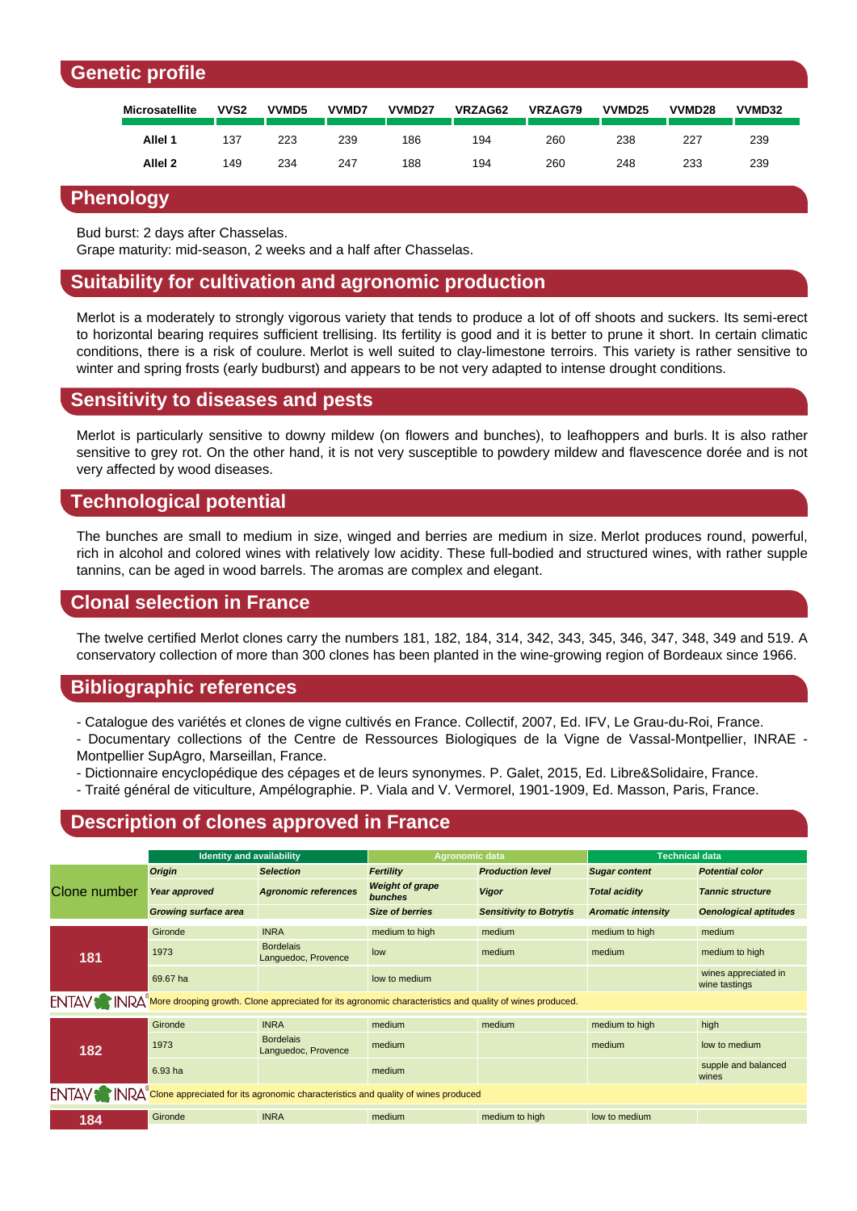## Genetic profile

| Microsatellite | VVS2 | VVMD5 | VVMD7 | VVMD27 | VRZAG62 | VRZAG79 | VVMD25 | VVMD28 | VVMD32 |
|---|---|---|---|---|---|---|---|---|---|
| Allel 1 | 137 | 223 | 239 | 186 | 194 | 260 | 238 | 227 | 239 |
| Allel 2 | 149 | 234 | 247 | 188 | 194 | 260 | 248 | 233 | 239 |

## Phenology

Bud burst: 2 days after Chasselas.
Grape maturity: mid-season, 2 weeks and a half after Chasselas.

## Suitability for cultivation and agronomic production

Merlot is a moderately to strongly vigorous variety that tends to produce a lot of off shoots and suckers. Its semi-erect to horizontal bearing requires sufficient trellising. Its fertility is good and it is better to prune it short. In certain climatic conditions, there is a risk of coulure. Merlot is well suited to clay-limestone terroirs. This variety is rather sensitive to winter and spring frosts (early budburst) and appears to be not very adapted to intense drought conditions.

## Sensitivity to diseases and pests

Merlot is particularly sensitive to downy mildew (on flowers and bunches), to leafhoppers and burls. It is also rather sensitive to grey rot. On the other hand, it is not very susceptible to powdery mildew and flavescence dorée and is not very affected by wood diseases.

## Technological potential

The bunches are small to medium in size, winged and berries are medium in size. Merlot produces round, powerful, rich in alcohol and colored wines with relatively low acidity. These full-bodied and structured wines, with rather supple tannins, can be aged in wood barrels. The aromas are complex and elegant.

## Clonal selection in France

The twelve certified Merlot clones carry the numbers 181, 182, 184, 314, 342, 343, 345, 346, 347, 348, 349 and 519. A conservatory collection of more than 300 clones has been planted in the wine-growing region of Bordeaux since 1966.

## Bibliographic references

- Catalogue des variétés et clones de vigne cultivés en France. Collectif, 2007, Ed. IFV, Le Grau-du-Roi, France.
- Documentary collections of the Centre de Ressources Biologiques de la Vigne de Vassal-Montpellier, INRAE - Montpellier SupAgro, Marseillan, France.
- Dictionnaire encyclopédique des cépages et de leurs synonymes. P. Galet, 2015, Ed. Libre&Solidaire, France.
- Traité général de viticulture, Ampélographie. P. Viala and V. Vermorel, 1901-1909, Ed. Masson, Paris, France.

## Description of clones approved in France

| Clone number | Identity and availability | | Agronomic data | | Technical data | |
|---|---|---|---|---|---|---|
| | *Origin* | *Selection* | *Fertility* | *Production level* | *Sugar content* | *Potential color* |
| | *Year approved* | *Agronomic references* | *Weight of grape bunches* | *Vigor* | *Total acidity* | *Tannic structure* |
| | *Growing surface area* | | *Size of berries* | *Sensitivity to Botrytis* | *Aromatic intensity* | *Oenological aptitudes* |
| **181** | Gironde | INRA | medium to high | medium | medium to high | medium |
| | 1973 | Bordelais Languedoc, Provence | low | medium | medium | medium to high |
| | 69.67 ha | | low to medium | | | wines appreciated in wine tastings |
| ENTAV INRA | More drooping growth. Clone appreciated for its agronomic characteristics and quality of wines produced. | | | | | |
| **182** | Gironde | INRA | medium | medium | medium to high | high |
| | 1973 | Bordelais Languedoc, Provence | medium | | medium | low to medium |
| | 6.93 ha | | medium | | | supple and balanced wines |
| ENTAV INRA | Clone appreciated for its agronomic characteristics and quality of wines produced | | | | | |
| **184** | Gironde | INRA | medium | medium to high | low to medium | |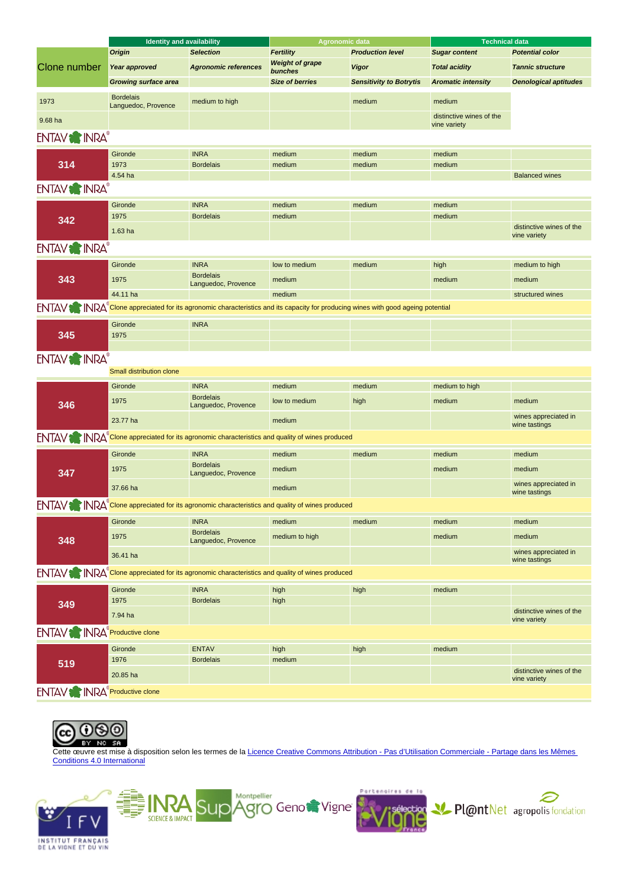| Clone number | Identity and availability | | Agronomic data | | Technical data | |
|---|---|---|---|---|---|---|
| | *Origin* | *Selection* | *Fertility* | *Production level* | *Sugar content* | *Potential color* |
| | *Year approved* | *Agronomic references* | *Weight of grape bunches* | *Vigor* | *Total acidity* | *Tannic structure* |
| | *Growing surface area* | | *Size of berries* | *Sensitivity to Botrytis* | *Aromatic intensity* | *Oenological aptitudes* |
| 1973 | Bordelais Languedoc, Provence | medium to high | | medium | medium | |
| 9.68 ha | | | | | distinctive wines of the vine variety | |
| ENTAV INRA® | | | | | | |
| **314** | Gironde | INRA | medium | medium | medium | |
| | 1973 | Bordelais | medium | medium | medium | |
| | 4.54 ha | | | | | Balanced wines |
| ENTAV INRA® | | | | | | |
| **342** | Gironde | INRA | medium | medium | medium | |
| | 1975 | Bordelais | medium | | medium | |
| | 1.63 ha | | | | | distinctive wines of the vine variety |
| ENTAV INRA® | | | | | | |
| **343** | Gironde | INRA | low to medium | medium | high | medium to high |
| | 1975 | Bordelais Languedoc, Provence | medium | | medium | medium |
| | 44.11 ha | | medium | | | structured wines |
| ENTAV INRA® | Clone appreciated for its agronomic characteristics and its capacity for producing wines with good ageing potential | | | | | |
| **345** | Gironde | INRA | | | | |
| | 1975 | | | | | |
| | | | | | | |
| ENTAV INRA® | | | | | | |
| | Small distribution clone | | | | | |
| **346** | Gironde | INRA | medium | medium | medium to high | |
| | 1975 | Bordelais Languedoc, Provence | low to medium | high | medium | medium |
| | 23.77 ha | | medium | | | wines appreciated in wine tastings |
| ENTAV INRA® | Clone appreciated for its agronomic characteristics and quality of wines produced | | | | | |
| **347** | Gironde | INRA | medium | medium | medium | medium |
| | 1975 | Bordelais Languedoc, Provence | medium | | medium | medium |
| | 37.66 ha | | medium | | | wines appreciated in wine tastings |
| ENTAV INRA® | Clone appreciated for its agronomic characteristics and quality of wines produced | | | | | |
| **348** | Gironde | INRA | medium | medium | medium | medium |
| | 1975 | Bordelais Languedoc, Provence | medium to high | | medium | medium |
| | 36.41 ha | | | | | wines appreciated in wine tastings |
| ENTAV INRA® | Clone appreciated for its agronomic characteristics and quality of wines produced | | | | | |
| **349** | Gironde | INRA | high | high | medium | |
| | 1975 | Bordelais | high | | | |
| | 7.94 ha | | | | | distinctive wines of the vine variety |
| ENTAV INRA® | Productive clone | | | | | |
| **519** | Gironde | ENTAV | high | high | medium | |
| | 1976 | Bordelais | medium | | | |
| | 20.85 ha | | | | | distinctive wines of the vine variety |
| ENTAV INRA® | Productive clone | | | | | |

Cette œuvre est mise à disposition selon les termes de la Licence Creative Commons Attribution - Pas d'Utilisation Commerciale - Partage dans les Mêmes Conditions 4.0 International

IFV INSTITUT FRANÇAIS DE LA VIGNE ET DU VIN — INRA SCIENCE & IMPACT — SupAgro Montpellier — GenoVigne — Partenaires de la sélection Vigne France — Pl@ntNet — agropolis fondation